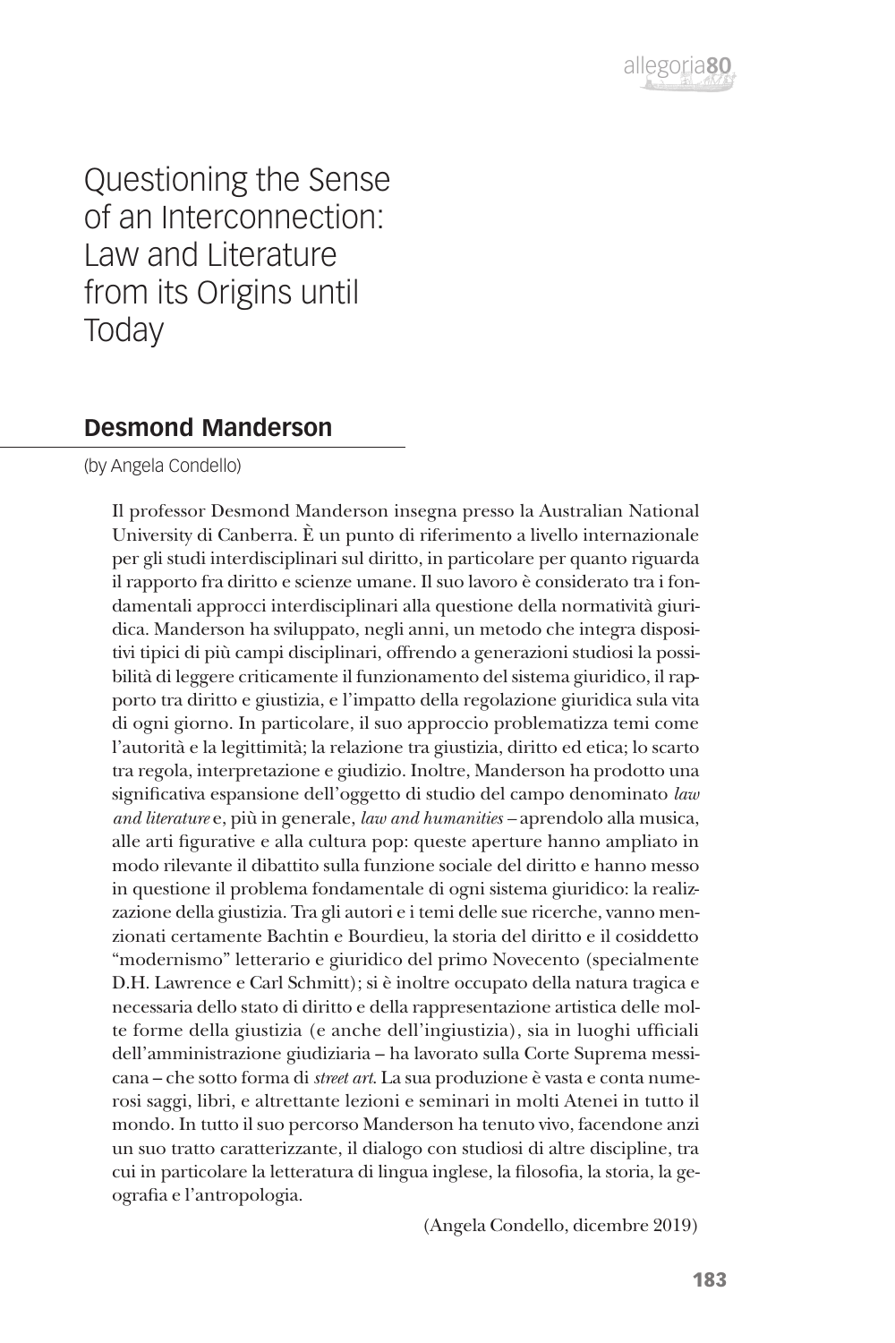# Questioning the Sense of an Interconnection: Law and Literature from its Origins until Today

## Desmond Manderson

(by Angela Condello)

Il professor Desmond Manderson insegna presso la Australian National University di Canberra. È un punto di riferimento a livello internazionale per gli studi interdisciplinari sul diritto, in particolare per quanto riguarda il rapporto fra diritto e scienze umane. Il suo lavoro è considerato tra i fondamentali approcci interdisciplinari alla questione della normatività giuridica. Manderson ha sviluppato, negli anni, un metodo che integra dispositivi tipici di più campi disciplinari, offrendo a generazioni studiosi la possibilità di leggere criticamente il funzionamento del sistema giuridico, il rapporto tra diritto e giustizia, e l'impatto della regolazione giuridica sula vita di ogni giorno. In particolare, il suo approccio problematizza temi come l'autorità e la legittimità; la relazione tra giustizia, diritto ed etica; lo scarto tra regola, interpretazione e giudizio. Inoltre, Manderson ha prodotto una significativa espansione dell'oggetto di studio del campo denominato *law and literature* e, più in generale, *law and humanities* – aprendolo alla musica, alle arti figurative e alla cultura pop: queste aperture hanno ampliato in modo rilevante il dibattito sulla funzione sociale del diritto e hanno messo in questione il problema fondamentale di ogni sistema giuridico: la realizzazione della giustizia. Tra gli autori e i temi delle sue ricerche, vanno menzionati certamente Bachtin e Bourdieu, la storia del diritto e il cosiddetto "modernismo" letterario e giuridico del primo Novecento (specialmente D.H. Lawrence e Carl Schmitt); si è inoltre occupato della natura tragica e necessaria dello stato di diritto e della rappresentazione artistica delle molte forme della giustizia (e anche dell'ingiustizia), sia in luoghi ufficiali dell'amministrazione giudiziaria – ha lavorato sulla Corte Suprema messicana – che sotto forma di *street art*. La sua produzione è vasta e conta numerosi saggi, libri, e altrettante lezioni e seminari in molti Atenei in tutto il mondo. In tutto il suo percorso Manderson ha tenuto vivo, facendone anzi un suo tratto caratterizzante, il dialogo con studiosi di altre discipline, tra cui in particolare la letteratura di lingua inglese, la filosofia, la storia, la geografia e l'antropologia.

(Angela Condello, dicembre 2019)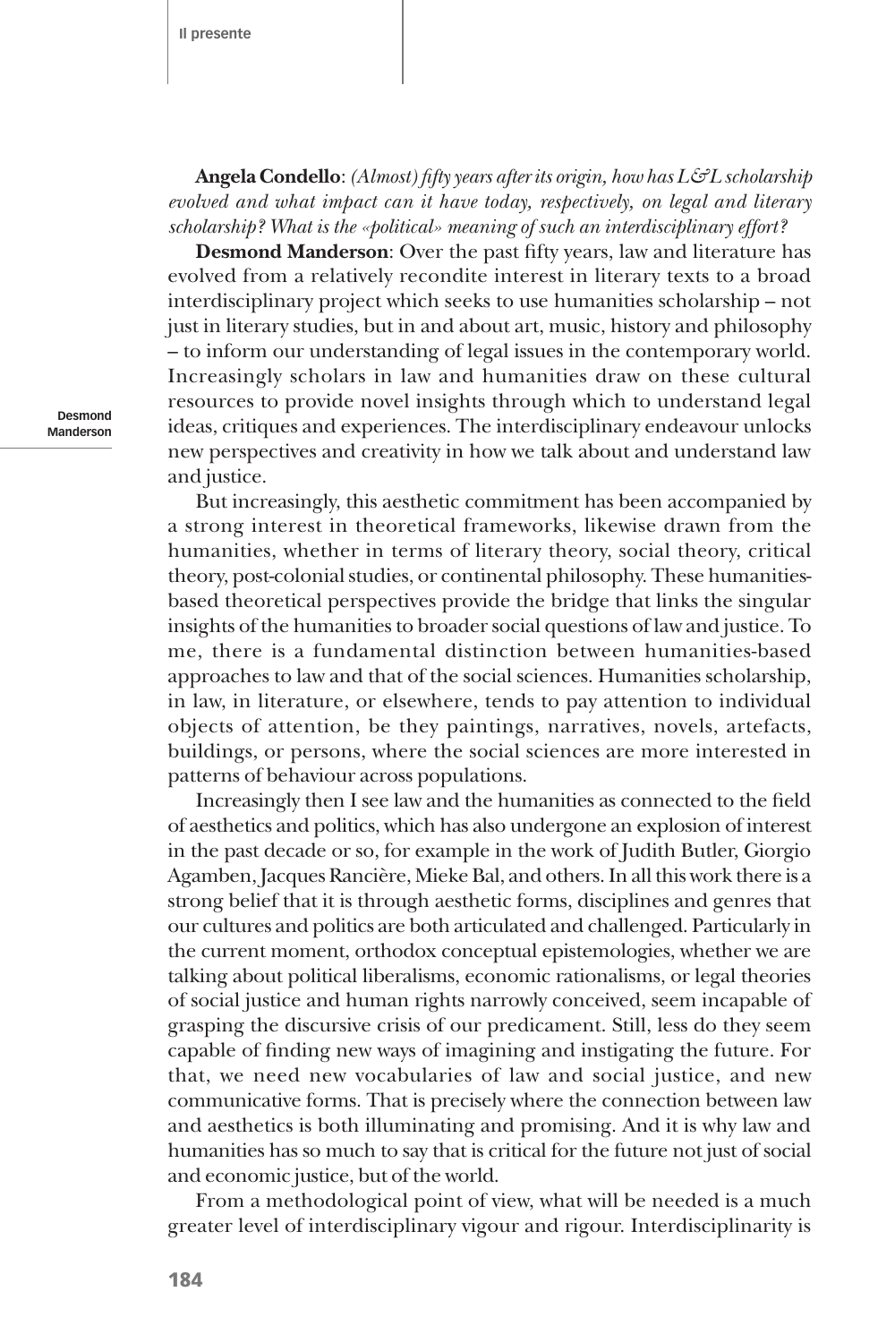**Angela Condello**: *(Almost) fifty years after its origin, how has L&L scholarship evolved and what impact can it have today, respectively, on legal and literary scholarship? What is the «political» meaning of such an interdisciplinary effort?*

**Desmond Manderson**: Over the past fifty years, law and literature has evolved from a relatively recondite interest in literary texts to a broad interdisciplinary project which seeks to use humanities scholarship – not just in literary studies, but in and about art, music, history and philosophy – to inform our understanding of legal issues in the contemporary world. Increasingly scholars in law and humanities draw on these cultural resources to provide novel insights through which to understand legal ideas, critiques and experiences. The interdisciplinary endeavour unlocks new perspectives and creativity in how we talk about and understand law and justice.

But increasingly, this aesthetic commitment has been accompanied by a strong interest in theoretical frameworks, likewise drawn from the humanities, whether in terms of literary theory, social theory, critical theory, post-colonial studies, or continental philosophy. These humanities-based theoretical perspectives provide the bridge that links the singular insights of the humanities to broader social questions of law and justice. To me, there is a fundamental distinction between humanities-based approaches to law and that of the social sciences. Humanities scholarship, in law, in literature, or elsewhere, tends to pay attention to individual objects of attention, be they paintings, narratives, novels, artefacts, buildings, or persons, where the social sciences are more interested in patterns of behaviour across populations.

Increasingly then I see law and the humanities as connected to the field of aesthetics and politics, which has also undergone an explosion of interest in the past decade or so, for example in the work of Judith Butler, Giorgio Agamben, Jacques Rancière, Mieke Bal, and others. In all this work there is a strong belief that it is through aesthetic forms, disciplines and genres that our cultures and politics are both articulated and challenged. Particularly in the current moment, orthodox conceptual epistemologies, whether we are talking about political liberalisms, economic rationalisms, or legal theories of social justice and human rights narrowly conceived, seem incapable of grasping the discursive crisis of our predicament. Still, less do they seem capable of finding new ways of imagining and instigating the future. For that, we need new vocabularies of law and social justice, and new communicative forms. That is precisely where the connection between law and aesthetics is both illuminating and promising. And it is why law and humanities has so much to say that is critical for the future not just of social and economic justice, but of the world.

From a methodological point of view, what will be needed is a much greater level of interdisciplinary vigour and rigour. Interdisciplinarity is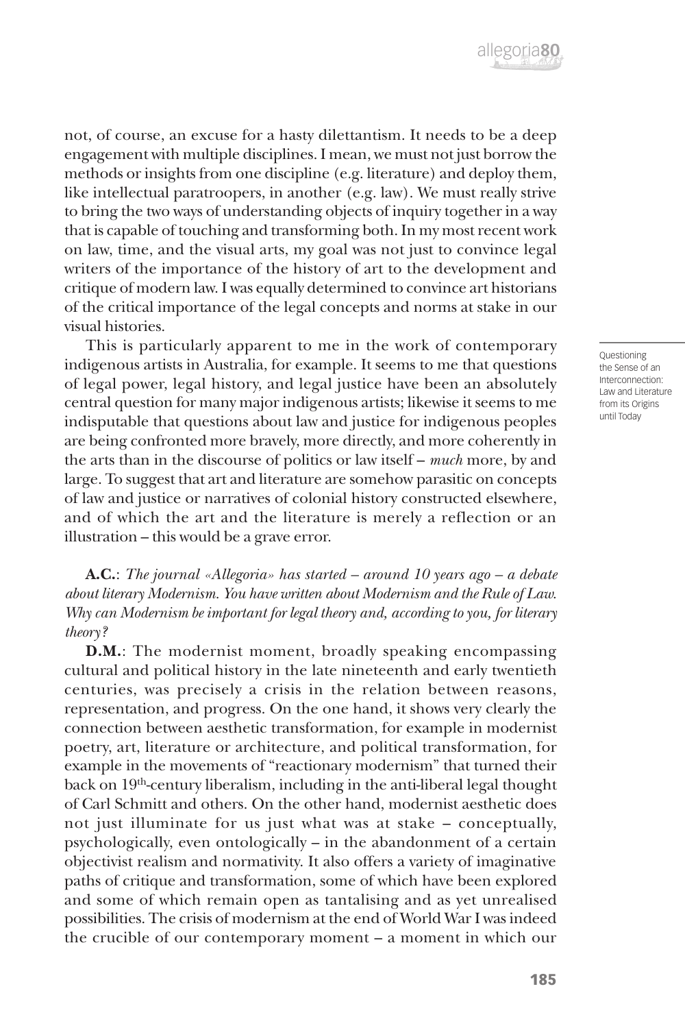not, of course, an excuse for a hasty dilettantism. It needs to be a deep engagement with multiple disciplines. I mean, we must not just borrow the methods or insights from one discipline (e.g. literature) and deploy them, like intellectual paratroopers, in another (e.g. law). We must really strive to bring the two ways of understanding objects of inquiry together in a way that is capable of touching and transforming both. In my most recent work on law, time, and the visual arts, my goal was not just to convince legal writers of the importance of the history of art to the development and critique of modern law. I was equally determined to convince art historians of the critical importance of the legal concepts and norms at stake in our visual histories.

This is particularly apparent to me in the work of contemporary indigenous artists in Australia, for example. It seems to me that questions of legal power, legal history, and legal justice have been an absolutely central question for many major indigenous artists; likewise it seems to me indisputable that questions about law and justice for indigenous peoples are being confronted more bravely, more directly, and more coherently in the arts than in the discourse of politics or law itself – *much* more, by and large. To suggest that art and literature are somehow parasitic on concepts of law and justice or narratives of colonial history constructed elsewhere, and of which the art and the literature is merely a reflection or an illustration – this would be a grave error.

**A.C.**: *The journal «Allegoria» has started – around 10 years ago – a debate about literary Modernism. You have written about Modernism and the Rule of Law. Why can Modernism be important for legal theory and, according to you, for literary theory?*

**D.M.**: The modernist moment, broadly speaking encompassing cultural and political history in the late nineteenth and early twentieth centuries, was precisely a crisis in the relation between reasons, representation, and progress. On the one hand, it shows very clearly the connection between aesthetic transformation, for example in modernist poetry, art, literature or architecture, and political transformation, for example in the movements of "reactionary modernism" that turned their back on 19th-century liberalism, including in the anti-liberal legal thought of Carl Schmitt and others. On the other hand, modernist aesthetic does not just illuminate for us just what was at stake – conceptually, psychologically, even ontologically – in the abandonment of a certain objectivist realism and normativity. It also offers a variety of imaginative paths of critique and transformation, some of which have been explored and some of which remain open as tantalising and as yet unrealised possibilities. The crisis of modernism at the end of World War I was indeed the crucible of our contemporary moment – a moment in which our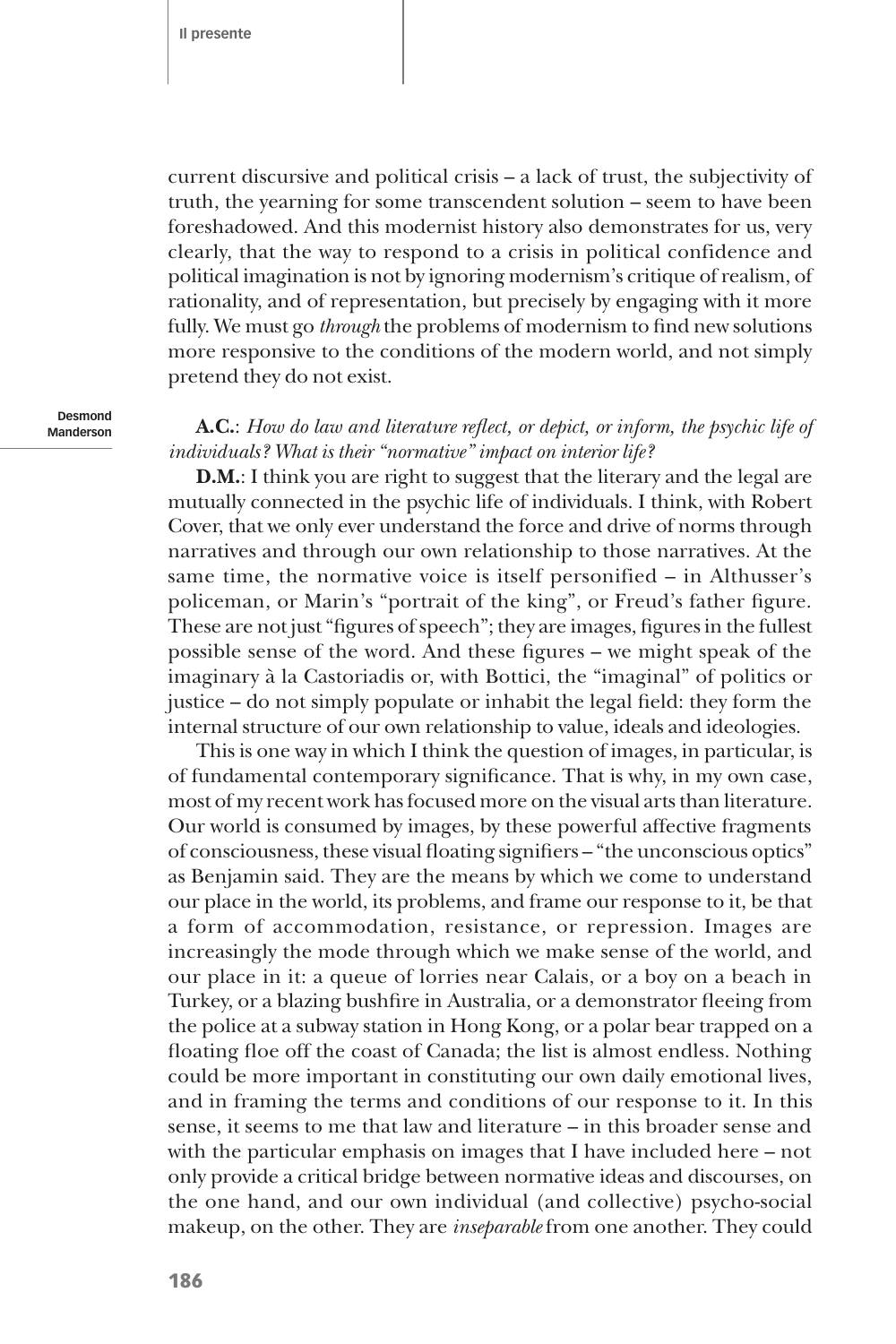current discursive and political crisis – a lack of trust, the subjectivity of truth, the yearning for some transcendent solution – seem to have been foreshadowed. And this modernist history also demonstrates for us, very clearly, that the way to respond to a crisis in political confidence and political imagination is not by ignoring modernism's critique of realism, of rationality, and of representation, but precisely by engaging with it more fully. We must go *through* the problems of modernism to find new solutions more responsive to the conditions of the modern world, and not simply pretend they do not exist.

**A.C.**: *How do law and literature reflect, or depict, or inform, the psychic life of individuals? What is their "normative" impact on interior life?*

**D.M.**: I think you are right to suggest that the literary and the legal are mutually connected in the psychic life of individuals. I think, with Robert Cover, that we only ever understand the force and drive of norms through narratives and through our own relationship to those narratives. At the same time, the normative voice is itself personified – in Althusser's policeman, or Marin's "portrait of the king", or Freud's father figure. These are not just "figures of speech"; they are images, figures in the fullest possible sense of the word. And these figures – we might speak of the imaginary à la Castoriadis or, with Bottici, the "imaginal" of politics or justice – do not simply populate or inhabit the legal field: they form the internal structure of our own relationship to value, ideals and ideologies.

This is one way in which I think the question of images, in particular, is of fundamental contemporary significance. That is why, in my own case, most of my recent work has focused more on the visual arts than literature. Our world is consumed by images, by these powerful affective fragments of consciousness, these visual floating signifiers – "the unconscious optics" as Benjamin said. They are the means by which we come to understand our place in the world, its problems, and frame our response to it, be that a form of accommodation, resistance, or repression. Images are increasingly the mode through which we make sense of the world, and our place in it: a queue of lorries near Calais, or a boy on a beach in Turkey, or a blazing bushfire in Australia, or a demonstrator fleeing from the police at a subway station in Hong Kong, or a polar bear trapped on a floating floe off the coast of Canada; the list is almost endless. Nothing could be more important in constituting our own daily emotional lives, and in framing the terms and conditions of our response to it. In this sense, it seems to me that law and literature – in this broader sense and with the particular emphasis on images that I have included here – not only provide a critical bridge between normative ideas and discourses, on the one hand, and our own individual (and collective) psycho-social makeup, on the other. They are *inseparable* from one another. They could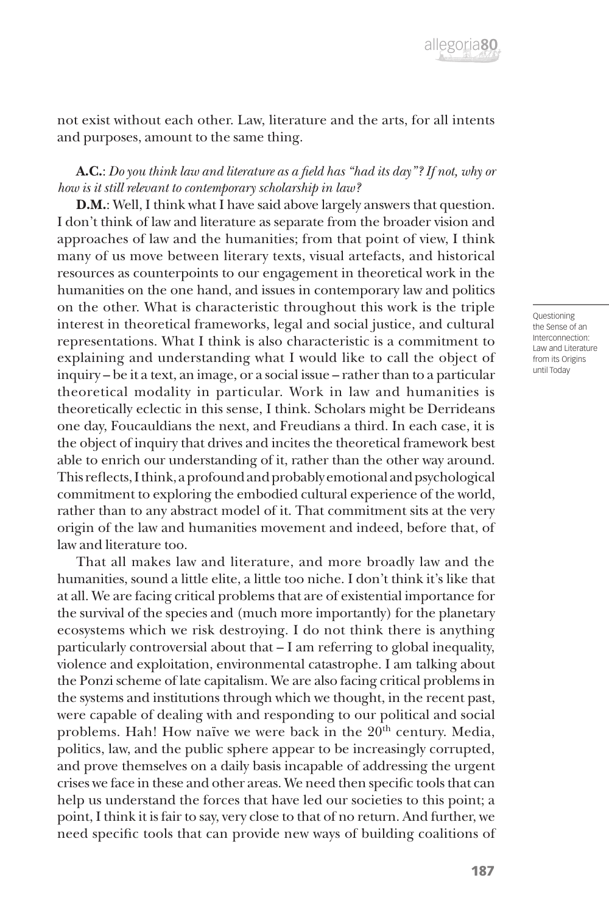not exist without each other. Law, literature and the arts, for all intents and purposes, amount to the same thing.

**A.C.**: *Do you think law and literature as a field has "had its day"? If not, why or how is it still relevant to contemporary scholarship in law?*

**D.M.**: Well, I think what I have said above largely answers that question. I don't think of law and literature as separate from the broader vision and approaches of law and the humanities; from that point of view, I think many of us move between literary texts, visual artefacts, and historical resources as counterpoints to our engagement in theoretical work in the humanities on the one hand, and issues in contemporary law and politics on the other. What is characteristic throughout this work is the triple interest in theoretical frameworks, legal and social justice, and cultural representations. What I think is also characteristic is a commitment to explaining and understanding what I would like to call the object of inquiry – be it a text, an image, or a social issue – rather than to a particular theoretical modality in particular. Work in law and humanities is theoretically eclectic in this sense, I think. Scholars might be Derrideans one day, Foucauldians the next, and Freudians a third. In each case, it is the object of inquiry that drives and incites the theoretical framework best able to enrich our understanding of it, rather than the other way around. This reflects, I think, a profound and probably emotional and psychological commitment to exploring the embodied cultural experience of the world, rather than to any abstract model of it. That commitment sits at the very origin of the law and humanities movement and indeed, before that, of law and literature too.

That all makes law and literature, and more broadly law and the humanities, sound a little elite, a little too niche. I don't think it's like that at all. We are facing critical problems that are of existential importance for the survival of the species and (much more importantly) for the planetary ecosystems which we risk destroying. I do not think there is anything particularly controversial about that – I am referring to global inequality, violence and exploitation, environmental catastrophe. I am talking about the Ponzi scheme of late capitalism. We are also facing critical problems in the systems and institutions through which we thought, in the recent past, were capable of dealing with and responding to our political and social problems. Hah! How naïve we were back in the 20th century. Media, politics, law, and the public sphere appear to be increasingly corrupted, and prove themselves on a daily basis incapable of addressing the urgent crises we face in these and other areas. We need then specific tools that can help us understand the forces that have led our societies to this point; a point, I think it is fair to say, very close to that of no return. And further, we need specific tools that can provide new ways of building coalitions of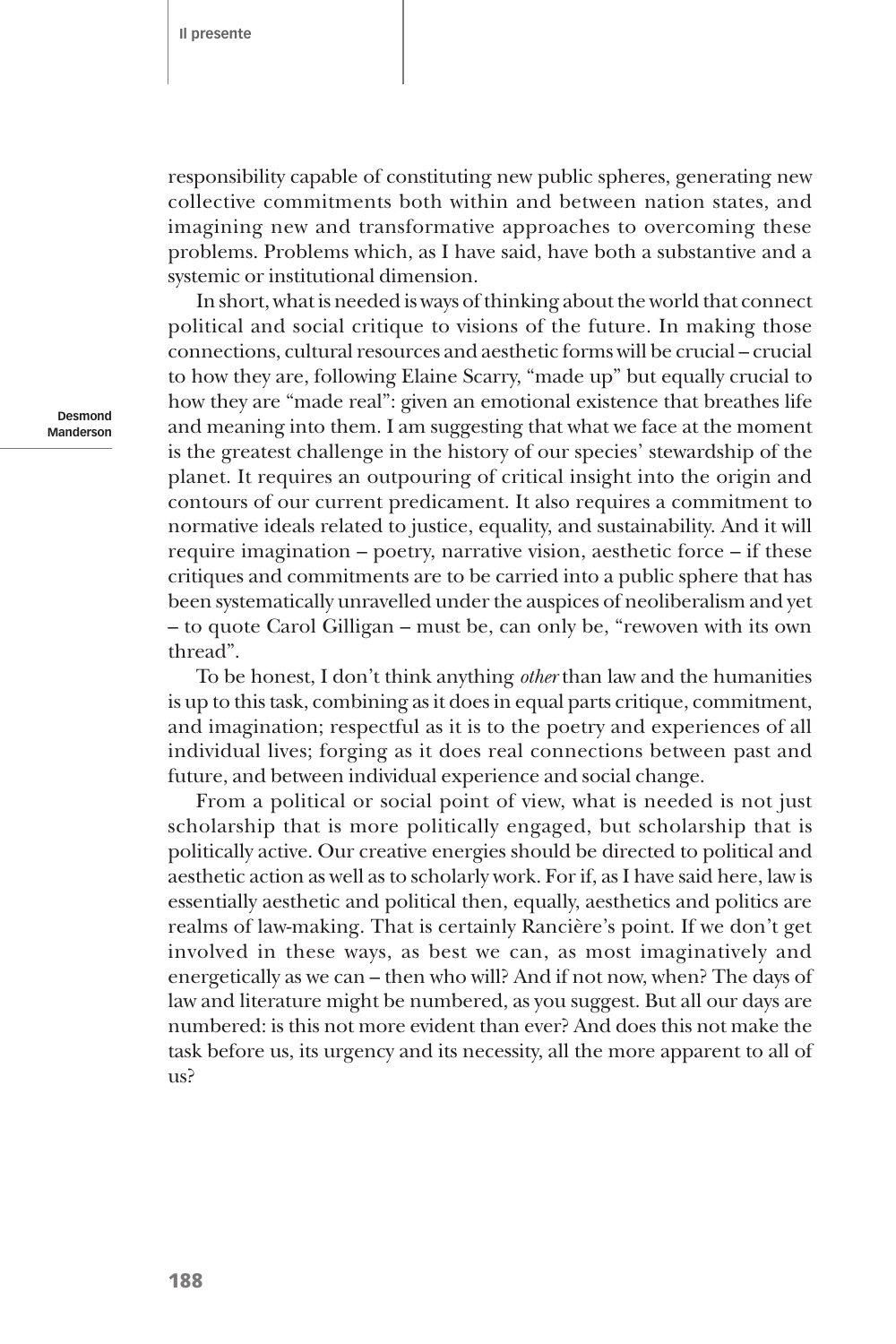responsibility capable of constituting new public spheres, generating new collective commitments both within and between nation states, and imagining new and transformative approaches to overcoming these problems. Problems which, as I have said, have both a substantive and a systemic or institutional dimension.

In short, what is needed is ways of thinking about the world that connect political and social critique to visions of the future. In making those connections, cultural resources and aesthetic forms will be crucial – crucial to how they are, following Elaine Scarry, "made up" but equally crucial to how they are "made real": given an emotional existence that breathes life and meaning into them. I am suggesting that what we face at the moment is the greatest challenge in the history of our species' stewardship of the planet. It requires an outpouring of critical insight into the origin and contours of our current predicament. It also requires a commitment to normative ideals related to justice, equality, and sustainability. And it will require imagination – poetry, narrative vision, aesthetic force – if these critiques and commitments are to be carried into a public sphere that has been systematically unravelled under the auspices of neoliberalism and yet – to quote Carol Gilligan – must be, can only be, "rewoven with its own thread".

To be honest, I don't think anything *other* than law and the humanities is up to this task, combining as it does in equal parts critique, commitment, and imagination; respectful as it is to the poetry and experiences of all individual lives; forging as it does real connections between past and future, and between individual experience and social change.

From a political or social point of view, what is needed is not just scholarship that is more politically engaged, but scholarship that is politically active. Our creative energies should be directed to political and aesthetic action as well as to scholarly work. For if, as I have said here, law is essentially aesthetic and political then, equally, aesthetics and politics are realms of law-making. That is certainly Rancière's point. If we don't get involved in these ways, as best we can, as most imaginatively and energetically as we can – then who will? And if not now, when? The days of law and literature might be numbered, as you suggest. But all our days are numbered: is this not more evident than ever? And does this not make the task before us, its urgency and its necessity, all the more apparent to all of us?